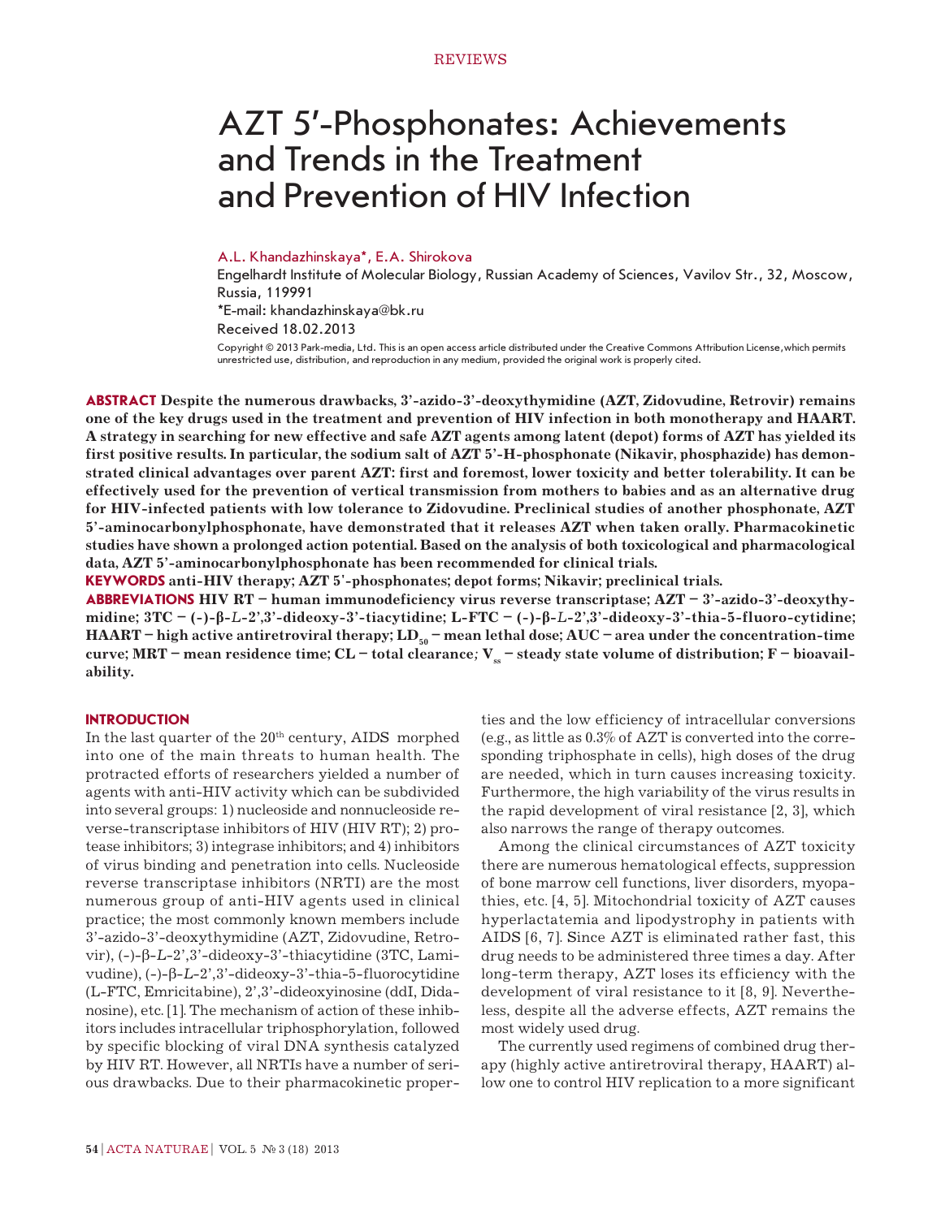REVIEWS

# AZT 5′-Phosphonates: Achievements and Trends in the Treatment and Prevention of HIV Infection

A.L. Khandazhinskaya*, E.A. Shirokova

Engelhardt Institute of Molecular Biology, Russian Academy of Sciences, Vavilov Str., 32, Moscow, Russia, 119991

*E-mail: khandazhinskaya@bk.ru

Received 18.02.2013

Copyright © 2013 Park-media, Ltd. This is an open access article distributed under the Creative Commons Attribution License,which permits unrestricted use, distribution, and reproduction in any medium, provided the original work is properly cited.

**ABSTRACT** **Despite the numerous drawbacks, 3'-azido-3'-deoxythymidine (AZT, Zidovudine, Retrovir) remains one of the key drugs used in the treatment and prevention of HIV infection in both monotherapy and HAART. A strategy in searching for new effective and safe AZT agents among latent (depot) forms of AZT has yielded its first positive results. In particular, the sodium salt of AZT 5'-H-phosphonate (Nikavir, phosphazide) has demonstrated clinical advantages over parent AZT: first and foremost, lower toxicity and better tolerability. It can be effectively used for the prevention of vertical transmission from mothers to babies and as an alternative drug for HIV-infected patients with low tolerance to Zidovudine. Preclinical studies of another phosphonate, AZT 5'-aminocarbonylphosphonate, have demonstrated that it releases AZT when taken orally. Pharmacokinetic studies have shown a prolonged action potential. Based on the analysis of both toxicological and pharmacological data, AZT 5'-aminocarbonylphosphonate has been recommended for clinical trials.**

**KEYWORDS** **anti-HIV therapy; AZT 5'-phosphonates; depot forms; Nikavir; preclinical trials.**

**ABBREVIATIONS** **HIV RT – human immunodeficiency virus reverse transcriptase; AZT – 3'-azido-3'-deoxythymidine; 3TC – (-)-β-*L*-2',3'-dideoxy-3'-tiacytidine; L-FTC – (-)-β-*L*-2',3'-dideoxy-3'-thia-5-fluoro-cytidine; HAART – high active antiretroviral therapy; $LD_{50}$ – mean lethal dose; AUC – area under the concentration-time curve; MRT – mean residence time; CL – total clearance; $V_{ss}$ – steady state volume of distribution; F – bioavailability.**

## INTRODUCTION

In the last quarter of the 20th century, AIDS morphed into one of the main threats to human health. The protracted efforts of researchers yielded a number of agents with anti-HIV activity which can be subdivided into several groups: 1) nucleoside and nonnucleoside reverse-transcriptase inhibitors of HIV (HIV RT); 2) protease inhibitors; 3) integrase inhibitors; and 4) inhibitors of virus binding and penetration into cells. Nucleoside reverse transcriptase inhibitors (NRTI) are the most numerous group of anti-HIV agents used in clinical practice; the most commonly known members include 3'-azido-3'-deoxythymidine (AZT, Zidovudine, Retrovir), (-)-β-*L*-2',3'-dideoxy-3'-thiacytidine (3TC, Lamivudine), (-)-β-*L*-2',3'-dideoxy-3'-thia-5-fluorocytidine (L-FTC, Emricitabine), 2',3'-dideoxyinosine (ddI, Didanosine), etc. [1]. The mechanism of action of these inhibitors includes intracellular triphosphorylation, followed by specific blocking of viral DNA synthesis catalyzed by HIV RT. However, all NRTIs have a number of serious drawbacks. Due to their pharmacokinetic properties and the low efficiency of intracellular conversions (e.g., as little as 0.3% of AZT is converted into the corresponding triphosphate in cells), high doses of the drug are needed, which in turn causes increasing toxicity. Furthermore, the high variability of the virus results in the rapid development of viral resistance [2, 3], which also narrows the range of therapy outcomes.

Among the clinical circumstances of AZT toxicity there are numerous hematological effects, suppression of bone marrow cell functions, liver disorders, myopathies, etc. [4, 5]. Mitochondrial toxicity of AZT causes hyperlactatemia and lipodystrophy in patients with AIDS [6, 7]. Since AZT is eliminated rather fast, this drug needs to be administered three times a day. After long-term therapy, AZT loses its efficiency with the development of viral resistance to it [8, 9]. Nevertheless, despite all the adverse effects, AZT remains the most widely used drug.

The currently used regimens of combined drug therapy (highly active antiretroviral therapy, HAART) allow one to control HIV replication to a more significant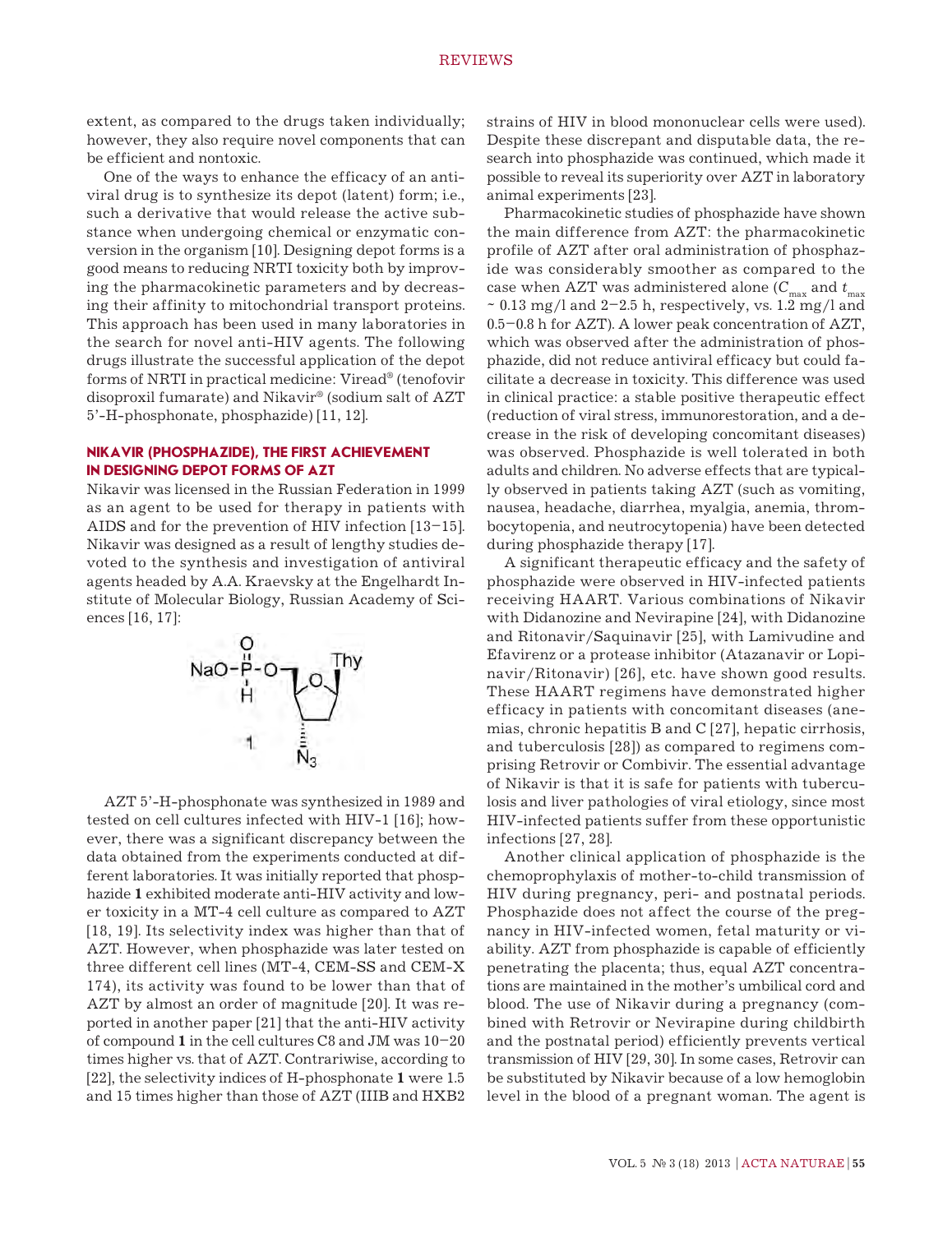extent, as compared to the drugs taken individually; however, they also require novel components that can be efficient and nontoxic.

One of the ways to enhance the efficacy of an antiviral drug is to synthesize its depot (latent) form; i.e., such a derivative that would release the active substance when undergoing chemical or enzymatic conversion in the organism [10]. Designing depot forms is a good means to reducing NRTI toxicity both by improving the pharmacokinetic parameters and by decreasing their affinity to mitochondrial transport proteins. This approach has been used in many laboratories in the search for novel anti-HIV agents. The following drugs illustrate the successful application of the depot forms of NRTI in practical medicine: Viread® (tenofovir disoproxil fumarate) and Nikavir® (sodium salt of AZT 5'-H-phosphonate, phosphazide) [11, 12].

## NIKAVIR (PHOSPHAZIDE), THE FIRST ACHIEVEMENT IN DESIGNING DEPOT FORMS OF AZT

Nikavir was licensed in the Russian Federation in 1999 as an agent to be used for therapy in patients with AIDS and for the prevention of HIV infection [13–15]. Nikavir was designed as a result of lengthy studies devoted to the synthesis and investigation of antiviral agents headed by A.A. Kraevsky at the Engelhardt Institute of Molecular Biology, Russian Academy of Sciences [16, 17]:

**1**

AZT 5'-H-phosphonate was synthesized in 1989 and tested on cell cultures infected with HIV-1 [16]; however, there was a significant discrepancy between the data obtained from the experiments conducted at different laboratories. It was initially reported that phosphazide **1** exhibited moderate anti-HIV activity and lower toxicity in a MT-4 cell culture as compared to AZT [18, 19]. Its selectivity index was higher than that of AZT. However, when phosphazide was later tested on three different cell lines (MT-4, CEM-SS and CEM-X 174), its activity was found to be lower than that of AZT by almost an order of magnitude [20]. It was reported in another paper [21] that the anti-HIV activity of compound **1** in the cell cultures C8 and JM was 10–20 times higher vs. that of AZT. Contrariwise, according to [22], the selectivity indices of H-phosphonate **1** were 1.5 and 15 times higher than those of AZT (IIIB and HXB2 strains of HIV in blood mononuclear cells were used). Despite these discrepant and disputable data, the research into phosphazide was continued, which made it possible to reveal its superiority over AZT in laboratory animal experiments [23].

Pharmacokinetic studies of phosphazide have shown the main difference from AZT: the pharmacokinetic profile of AZT after oral administration of phosphazide was considerably smoother as compared to the case when AZT was administered alone ($C_{max}$ and $t_{max}$ ~ 0.13 mg/l and 2–2.5 h, respectively, vs. 1.2 mg/l and 0.5–0.8 h for AZT). A lower peak concentration of AZT, which was observed after the administration of phosphazide, did not reduce antiviral efficacy but could facilitate a decrease in toxicity. This difference was used in clinical practice: a stable positive therapeutic effect (reduction of viral stress, immunorestoration, and a decrease in the risk of developing concomitant diseases) was observed. Phosphazide is well tolerated in both adults and children. No adverse effects that are typically observed in patients taking AZT (such as vomiting, nausea, headache, diarrhea, myalgia, anemia, thrombocytopenia, and neutrocytopenia) have been detected during phosphazide therapy [17].

A significant therapeutic efficacy and the safety of phosphazide were observed in HIV-infected patients receiving HAART. Various combinations of Nikavir with Didanozine and Nevirapine [24], with Didanozine and Ritonavir/Saquinavir [25], with Lamivudine and Efavirenz or a protease inhibitor (Atazanavir or Lopinavir/Ritonavir) [26], etc. have shown good results. These HAART regimens have demonstrated higher efficacy in patients with concomitant diseases (anemias, chronic hepatitis B and C [27], hepatic cirrhosis, and tuberculosis [28]) as compared to regimens comprising Retrovir or Combivir. The essential advantage of Nikavir is that it is safe for patients with tuberculosis and liver pathologies of viral etiology, since most HIV-infected patients suffer from these opportunistic infections [27, 28].

Another clinical application of phosphazide is the chemoprophylaxis of mother-to-child transmission of HIV during pregnancy, peri- and postnatal periods. Phosphazide does not affect the course of the pregnancy in HIV-infected women, fetal maturity or viability. AZT from phosphazide is capable of efficiently penetrating the placenta; thus, equal AZT concentrations are maintained in the mother's umbilical cord and blood. The use of Nikavir during a pregnancy (combined with Retrovir or Nevirapine during childbirth and the postnatal period) efficiently prevents vertical transmission of HIV [29, 30]. In some cases, Retrovir can be substituted by Nikavir because of a low hemoglobin level in the blood of a pregnant woman. The agent is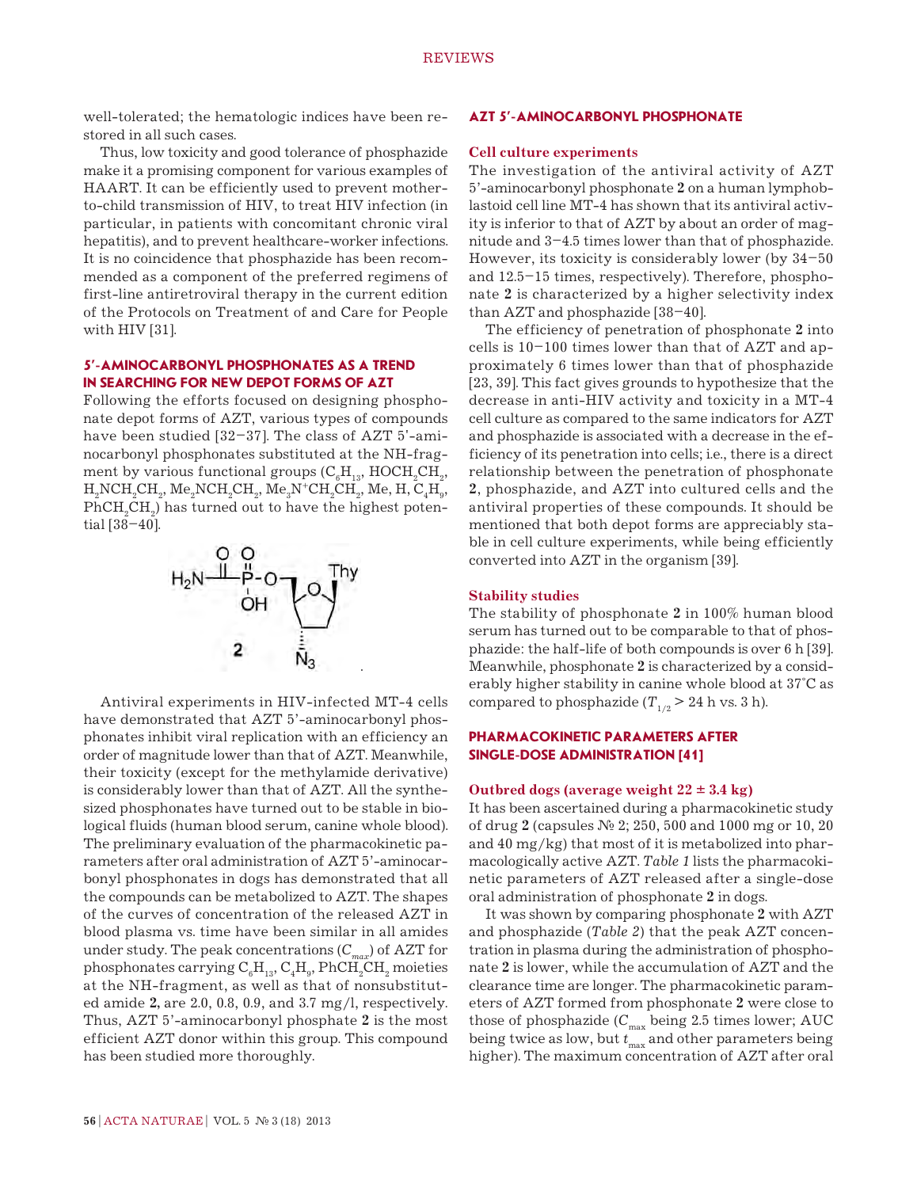well-tolerated; the hematologic indices have been restored in all such cases.

Thus, low toxicity and good tolerance of phosphazide make it a promising component for various examples of HAART. It can be efficiently used to prevent mother-to-child transmission of HIV, to treat HIV infection (in particular, in patients with concomitant chronic viral hepatitis), and to prevent healthcare-worker infections. It is no coincidence that phosphazide has been recommended as a component of the preferred regimens of first-line antiretroviral therapy in the current edition of the Protocols on Treatment of and Care for People with HIV [31].

## 5′-AMINOCARBONYL PHOSPHONATES AS A TREND IN SEARCHING FOR NEW DEPOT FORMS OF AZT

Following the efforts focused on designing phosphonate depot forms of AZT, various types of compounds have been studied [32–37]. The class of AZT 5′-aminocarbonyl phosphonates substituted at the NH-fragment by various functional groups ($C_6H_{13}$, $HOCH_2CH_2$, $H_2NCH_2CH_2$, $Me_2NCH_2CH_2$, $Me_3N^+CH_2CH_2$, Me, H, $C_4H_9$, $PhCH_2CH_2$) has turned out to have the highest potential [38–40].

$H_2N-C(O)-P(O)(OH)-O-$[3′-azido-3′-deoxythymidine-5′-yl] (**2**)

Antiviral experiments in HIV-infected MT-4 cells have demonstrated that AZT 5′-aminocarbonyl phosphonates inhibit viral replication with an efficiency an order of magnitude lower than that of AZT. Meanwhile, their toxicity (except for the methylamide derivative) is considerably lower than that of AZT. All the synthesized phosphonates have turned out to be stable in biological fluids (human blood serum, canine whole blood). The preliminary evaluation of the pharmacokinetic parameters after oral administration of AZT 5′-aminocarbonyl phosphonates in dogs has demonstrated that all the compounds can be metabolized to AZT. The shapes of the curves of concentration of the released AZT in blood plasma vs. time have been similar in all amides under study. The peak concentrations ($C_{max}$) of AZT for phosphonates carrying $C_6H_{13}$, $C_4H_9$, $PhCH_2CH_2$ moieties at the NH-fragment, as well as that of nonsubstituted amide **2**, are 2.0, 0.8, 0.9, and 3.7 mg/l, respectively. Thus, AZT 5′-aminocarbonyl phosphate **2** is the most efficient AZT donor within this group. This compound has been studied more thoroughly.

## AZT 5′-AMINOCARBONYL PHOSPHONATE

### Cell culture experiments

The investigation of the antiviral activity of AZT 5′-aminocarbonyl phosphonate **2** on a human lymphoblastoid cell line MT-4 has shown that its antiviral activity is inferior to that of AZT by about an order of magnitude and 3–4.5 times lower than that of phosphazide. However, its toxicity is considerably lower (by 34–50 and 12.5–15 times, respectively). Therefore, phosphonate **2** is characterized by a higher selectivity index than AZT and phosphazide [38–40].

The efficiency of penetration of phosphonate **2** into cells is 10–100 times lower than that of AZT and approximately 6 times lower than that of phosphazide [23, 39]. This fact gives grounds to hypothesize that the decrease in anti-HIV activity and toxicity in a MT-4 cell culture as compared to the same indicators for AZT and phosphazide is associated with a decrease in the efficiency of its penetration into cells; i.e., there is a direct relationship between the penetration of phosphonate **2**, phosphazide, and AZT into cultured cells and the antiviral properties of these compounds. It should be mentioned that both depot forms are appreciably stable in cell culture experiments, while being efficiently converted into AZT in the organism [39].

### Stability studies

The stability of phosphonate **2** in 100% human blood serum has turned out to be comparable to that of phosphazide: the half-life of both compounds is over 6 h [39]. Meanwhile, phosphonate **2** is characterized by a considerably higher stability in canine whole blood at 37°C as compared to phosphazide ($T_{1/2}$ > 24 h vs. 3 h).

## PHARMACOKINETIC PARAMETERS AFTER SINGLE-DOSE ADMINISTRATION [41]

### Outbred dogs (average weight 22 ± 3.4 kg)

It has been ascertained during a pharmacokinetic study of drug **2** (capsules № 2; 250, 500 and 1000 mg or 10, 20 and 40 mg/kg) that most of it is metabolized into pharmacologically active AZT. *Table 1* lists the pharmacokinetic parameters of AZT released after a single-dose oral administration of phosphonate **2** in dogs.

It was shown by comparing phosphonate **2** with AZT and phosphazide (*Table 2*) that the peak AZT concentration in plasma during the administration of phosphonate **2** is lower, while the accumulation of AZT and the clearance time are longer. The pharmacokinetic parameters of AZT formed from phosphonate **2** were close to those of phosphazide ($C_{max}$ being 2.5 times lower; AUC being twice as low, but $t_{max}$ and other parameters being higher). The maximum concentration of AZT after oral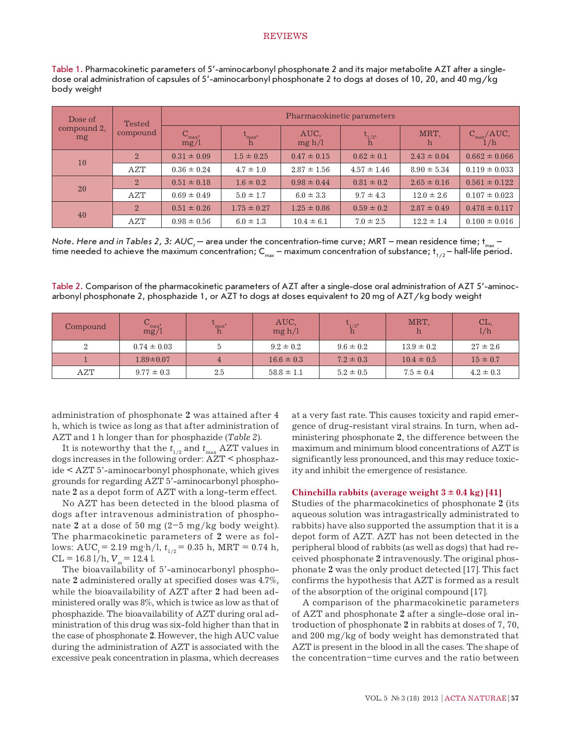Table 1. Pharmacokinetic parameters of 5'-aminocarbonyl phosphonate 2 and its major metabolite AZT after a single-dose oral administration of capsules of 5'-aminocarbonyl phosphonate 2 to dogs at doses of 10, 20, and 40 mg/kg body weight

| Dose of compound 2, mg | Tested compound | Pharmacokinetic parameters | | | | | |
|---|---|---|---|---|---|---|---|
| | | $C_{max}$, mg/l | $t_{max}$, h | AUC, mg h/l | $t_{1/2}$, h | MRT, h | $C_{max}$/AUC, 1/h |
| 10 | 2 | 0.31 ± 0.09 | 1.5 ± 0.25 | 0.47 ± 0.15 | 0.62 ± 0.1 | 2.43 ± 0.04 | 0.662 ± 0.066 |
| | AZT | 0.36 ± 0.24 | 4.7 ± 1.0 | 2.87 ± 1.56 | 4.57 ± 1.46 | 8.90 ± 5.34 | 0.119 ± 0.033 |
| 20 | 2 | 0.51 ± 0.18 | 1.6 ± 0.2 | 0.98 ± 0.44 | 0.81 ± 0.2 | 2.65 ± 0.16 | 0.561 ± 0.122 |
| | AZT | 0.69 ± 0.49 | 5.0 ± 1.7 | 6.0 ± 3.3 | 9.7 ± 4.3 | 12.0 ± 2.6 | 0.107 ± 0.023 |
| 40 | 2 | 0.51 ± 0.26 | 1.75 ± 0.27 | 1.25 ± 0.86 | 0.59 ± 0.2 | 2.87 ± 0.49 | 0.478 ± 0.117 |
| | AZT | 0.98 ± 0.56 | 6.0 ± 1.3 | 10.4 ± 6.1 | 7.0 ± 2.5 | 12.2 ± 1.4 | 0.100 ± 0.016 |

*Note. Here and in Tables 2, 3: $AUC_t$ – area under the concentration-time curve; MRT – mean residence time; $t_{max}$ – time needed to achieve the maximum concentration; $C_{max}$ – maximum concentration of substance; $t_{1/2}$ – half-life period.*

Table 2. Comparison of the pharmacokinetic parameters of AZT after a single-dose oral administration of AZT 5'-aminocarbonyl phosphonate 2, phosphazide 1, or AZT to dogs at doses equivalent to 20 mg of AZT/kg body weight

| Compound | $C_{max}$, mg/l | $t_{max}$, h | AUC, mg h/l | $t_{1/2}$, h | MRT, h | CL, l/h |
|---|---|---|---|---|---|---|
| 2 | 0.74 ± 0.03 | 5 | 9.2 ± 0.2 | 9.6 ± 0.2 | 13.9 ± 0.2 | 27 ± 2.6 |
| 1 | 1.89±0.07 | 4 | 16.6 ± 0.3 | 7.2 ± 0.3 | 10.4 ± 0.5 | 15 ± 0.7 |
| AZT | 9.77 ± 0.3 | 2.5 | 58.8 ± 1.1 | 5.2 ± 0.5 | 7.5 ± 0.4 | 4.2 ± 0.3 |

administration of phosphonate **2** was attained after 4 h, which is twice as long as that after administration of AZT and 1 h longer than for phosphazide (*Table 2*).

It is noteworthy that the $t_{1/2}$ and $t_{max}$ AZT values in dogs increases in the following order: AZT < phosphazide < AZT 5'-aminocarbonyl phosphonate, which gives grounds for regarding AZT 5'-aminocarbonyl phosphonate **2** as a depot form of AZT with a long-term effect.

No AZT has been detected in the blood plasma of dogs after intravenous administration of phosphonate **2** at a dose of 50 mg (2–5 mg/kg body weight). The pharmacokinetic parameters of **2** were as follows: $AUC_t$ = 2.19 mg·h/l, $t_{1/2}$ = 0.35 h, MRT = 0.74 h, CL = 16.8 l/h, $V_{ss}$ = 12.4 l.

The bioavailability of 5'-aminocarbonyl phosphonate **2** administered orally at specified doses was 4.7%, while the bioavailability of AZT after **2** had been administered orally was 8%, which is twice as low as that of phosphazide. The bioavailability of AZT during oral administration of this drug was six-fold higher than that in the case of phosphonate **2**. However, the high AUC value during the administration of AZT is associated with the excessive peak concentration in plasma, which decreases at a very fast rate. This causes toxicity and rapid emergence of drug-resistant viral strains. In turn, when administering phosphonate **2**, the difference between the maximum and minimum blood concentrations of AZT is significantly less pronounced, and this may reduce toxicity and inhibit the emergence of resistance.

### Chinchilla rabbits (average weight 3 ± 0.4 kg) [41]

Studies of the pharmacokinetics of phosphonate **2** (its aqueous solution was intragastrically administrated to rabbits) have also supported the assumption that it is a depot form of AZT. AZT has not been detected in the peripheral blood of rabbits (as well as dogs) that had received phosphonate **2** intravenously. The original phosphonate **2** was the only product detected [17]. This fact confirms the hypothesis that AZT is formed as a result of the absorption of the original compound [17].

A comparison of the pharmacokinetic parameters of AZT and phosphonate **2** after a single-dose oral introduction of phosphonate **2** in rabbits at doses of 7, 70, and 200 mg/kg of body weight has demonstrated that AZT is present in the blood in all the cases. The shape of the concentration–time curves and the ratio between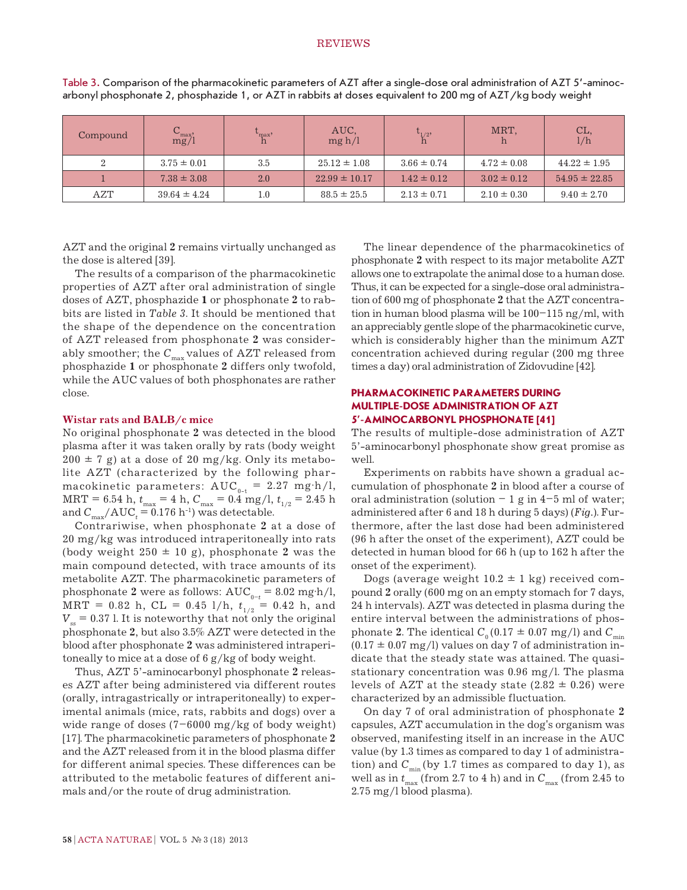Table 3. Comparison of the pharmacokinetic parameters of AZT after a single-dose oral administration of AZT 5′-aminocarbonyl phosphonate 2, phosphazide 1, or AZT in rabbits at doses equivalent to 200 mg of AZT/kg body weight

| Compound | $C_{max}$, mg/l | $t_{max}$, h | AUC, mg h/l | $t_{1/2}$, h | MRT, h | CL, l/h |
|---|---|---|---|---|---|---|
| 2 | 3.75 ± 0.01 | 3.5 | 25.12 ± 1.08 | 3.66 ± 0.74 | 4.72 ± 0.08 | 44.22 ± 1.95 |
| 1 | 7.38 ± 3.08 | 2.0 | 22.99 ± 10.17 | 1.42 ± 0.12 | 3.02 ± 0.12 | 54.95 ± 22.85 |
| AZT | 39.64 ± 4.24 | 1.0 | 88.5 ± 25.5 | 2.13 ± 0.71 | 2.10 ± 0.30 | 9.40 ± 2.70 |

AZT and the original **2** remains virtually unchanged as the dose is altered [39].

The results of a comparison of the pharmacokinetic properties of AZT after oral administration of single doses of AZT, phosphazide **1** or phosphonate **2** to rabbits are listed in *Table 3*. It should be mentioned that the shape of the dependence on the concentration of AZT released from phosphonate **2** was considerably smoother; the $C_{max}$ values of AZT released from phosphazide **1** or phosphonate **2** differs only twofold, while the AUC values of both phosphonates are rather close.

**Wistar rats and BALB/c mice**

No original phosphonate **2** was detected in the blood plasma after it was taken orally by rats (body weight 200 ± 7 g) at a dose of 20 mg/kg. Only its metabolite AZT (characterized by the following pharmacokinetic parameters: $AUC_{0-t}$ = 2.27 mg·h/l, MRT = 6.54 h, $t_{max}$ = 4 h, $C_{max}$ = 0.4 mg/l, $t_{1/2}$ = 2.45 h and $C_{max}/AUC_t$ = 0.176 $h^{-1}$) was detectable.

Contrariwise, when phosphonate **2** at a dose of 20 mg/kg was introduced intraperitoneally into rats (body weight 250 ± 10 g), phosphonate **2** was the main compound detected, with trace amounts of its metabolite AZT. The pharmacokinetic parameters of phosphonate **2** were as follows: $AUC_{0-t}$ = 8.02 mg·h/l, MRT = 0.82 h, CL = 0.45 l/h, $t_{1/2}$ = 0.42 h, and $V_{ss}$ = 0.37 l. It is noteworthy that not only the original phosphonate **2**, but also 3.5% AZT were detected in the blood after phosphonate **2** was administered intraperitoneally to mice at a dose of 6 g/kg of body weight.

Thus, AZT 5'-aminocarbonyl phosphonate **2** releases AZT after being administered via different routes (orally, intragastrically or intraperitoneally) to experimental animals (mice, rats, rabbits and dogs) over a wide range of doses (7–6000 mg/kg of body weight) [17]. The pharmacokinetic parameters of phosphonate **2** and the AZT released from it in the blood plasma differ for different animal species. These differences can be attributed to the metabolic features of different animals and/or the route of drug administration.

The linear dependence of the pharmacokinetics of phosphonate **2** with respect to its major metabolite AZT allows one to extrapolate the animal dose to a human dose. Thus, it can be expected for a single-dose oral administration of 600 mg of phosphonate **2** that the AZT concentration in human blood plasma will be 100–115 ng/ml, with an appreciably gentle slope of the pharmacokinetic curve, which is considerably higher than the minimum AZT concentration achieved during regular (200 mg three times a day) oral administration of Zidovudine [42].

## PHARMACOKINETIC PARAMETERS DURING MULTIPLE-DOSE ADMINISTRATION OF AZT 5′-AMINOCARBONYL PHOSPHONATE [41]

The results of multiple-dose administration of AZT 5'-aminocarbonyl phosphonate show great promise as well.

Experiments on rabbits have shown a gradual accumulation of phosphonate **2** in blood after a course of oral administration (solution – 1 g in 4–5 ml of water; administered after 6 and 18 h during 5 days) (*Fig.*). Furthermore, after the last dose had been administered (96 h after the onset of the experiment), AZT could be detected in human blood for 66 h (up to 162 h after the onset of the experiment).

Dogs (average weight 10.2 ± 1 kg) received compound **2** orally (600 mg on an empty stomach for 7 days, 24 h intervals). AZT was detected in plasma during the entire interval between the administrations of phosphonate **2**. The identical $C_0$ (0.17 ± 0.07 mg/l) and $C_{min}$ (0.17 ± 0.07 mg/l) values on day 7 of administration indicate that the steady state was attained. The quasi-stationary concentration was 0.96 mg/l. The plasma levels of AZT at the steady state (2.82 ± 0.26) were characterized by an admissible fluctuation.

On day 7 of oral administration of phosphonate **2** capsules, AZT accumulation in the dog's organism was observed, manifesting itself in an increase in the AUC value (by 1.3 times as compared to day 1 of administration) and $C_{min}$ (by 1.7 times as compared to day 1), as well as in $t_{max}$ (from 2.7 to 4 h) and in $C_{max}$ (from 2.45 to 2.75 mg/l blood plasma).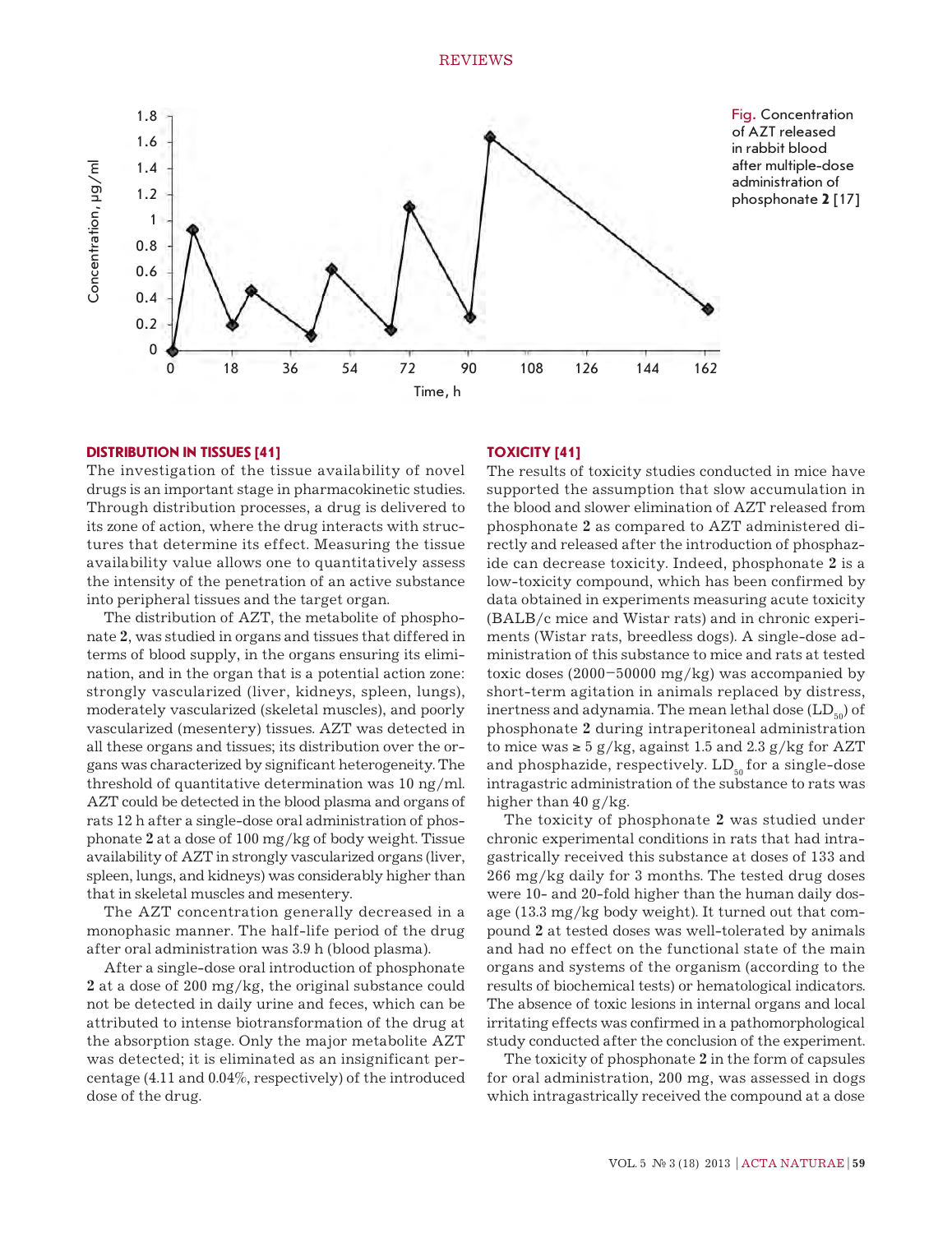Fig. Concentration of AZT released in rabbit blood after multiple-dose administration of phosphonate **2** [17]

### DISTRIBUTION IN TISSUES [41]

The investigation of the tissue availability of novel drugs is an important stage in pharmacokinetic studies. Through distribution processes, a drug is delivered to its zone of action, where the drug interacts with structures that determine its effect. Measuring the tissue availability value allows one to quantitatively assess the intensity of the penetration of an active substance into peripheral tissues and the target organ.

The distribution of AZT, the metabolite of phosphonate **2**, was studied in organs and tissues that differed in terms of blood supply, in the organs ensuring its elimination, and in the organ that is a potential action zone: strongly vascularized (liver, kidneys, spleen, lungs), moderately vascularized (skeletal muscles), and poorly vascularized (mesentery) tissues. AZT was detected in all these organs and tissues; its distribution over the organs was characterized by significant heterogeneity. The threshold of quantitative determination was 10 ng/ml. AZT could be detected in the blood plasma and organs of rats 12 h after a single-dose oral administration of phosphonate **2** at a dose of 100 mg/kg of body weight. Tissue availability of AZT in strongly vascularized organs (liver, spleen, lungs, and kidneys) was considerably higher than that in skeletal muscles and mesentery.

The AZT concentration generally decreased in a monophasic manner. The half-life period of the drug after oral administration was 3.9 h (blood plasma).

After a single-dose oral introduction of phosphonate **2** at a dose of 200 mg/kg, the original substance could not be detected in daily urine and feces, which can be attributed to intense biotransformation of the drug at the absorption stage. Only the major metabolite AZT was detected; it is eliminated as an insignificant percentage (4.11 and 0.04%, respectively) of the introduced dose of the drug.

### TOXICITY [41]

The results of toxicity studies conducted in mice have supported the assumption that slow accumulation in the blood and slower elimination of AZT released from phosphonate **2** as compared to AZT administered directly and released after the introduction of phosphazide can decrease toxicity. Indeed, phosphonate **2** is a low-toxicity compound, which has been confirmed by data obtained in experiments measuring acute toxicity (BALB/c mice and Wistar rats) and in chronic experiments (Wistar rats, breedless dogs). A single-dose administration of this substance to mice and rats at tested toxic doses (2000–50000 mg/kg) was accompanied by short-term agitation in animals replaced by distress, inertness and adynamia. The mean lethal dose ($LD_{50}$) of phosphonate **2** during intraperitoneal administration to mice was ≥ 5 g/kg, against 1.5 and 2.3 g/kg for AZT and phosphazide, respectively. $LD_{50}$ for a single-dose intragastric administration of the substance to rats was higher than 40 g/kg.

The toxicity of phosphonate **2** was studied under chronic experimental conditions in rats that had intragastrically received this substance at doses of 133 and 266 mg/kg daily for 3 months. The tested drug doses were 10- and 20-fold higher than the human daily dosage (13.3 mg/kg body weight). It turned out that compound **2** at tested doses was well-tolerated by animals and had no effect on the functional state of the main organs and systems of the organism (according to the results of biochemical tests) or hematological indicators. The absence of toxic lesions in internal organs and local irritating effects was confirmed in a pathomorphological study conducted after the conclusion of the experiment.

The toxicity of phosphonate **2** in the form of capsules for oral administration, 200 mg, was assessed in dogs which intragastrically received the compound at a dose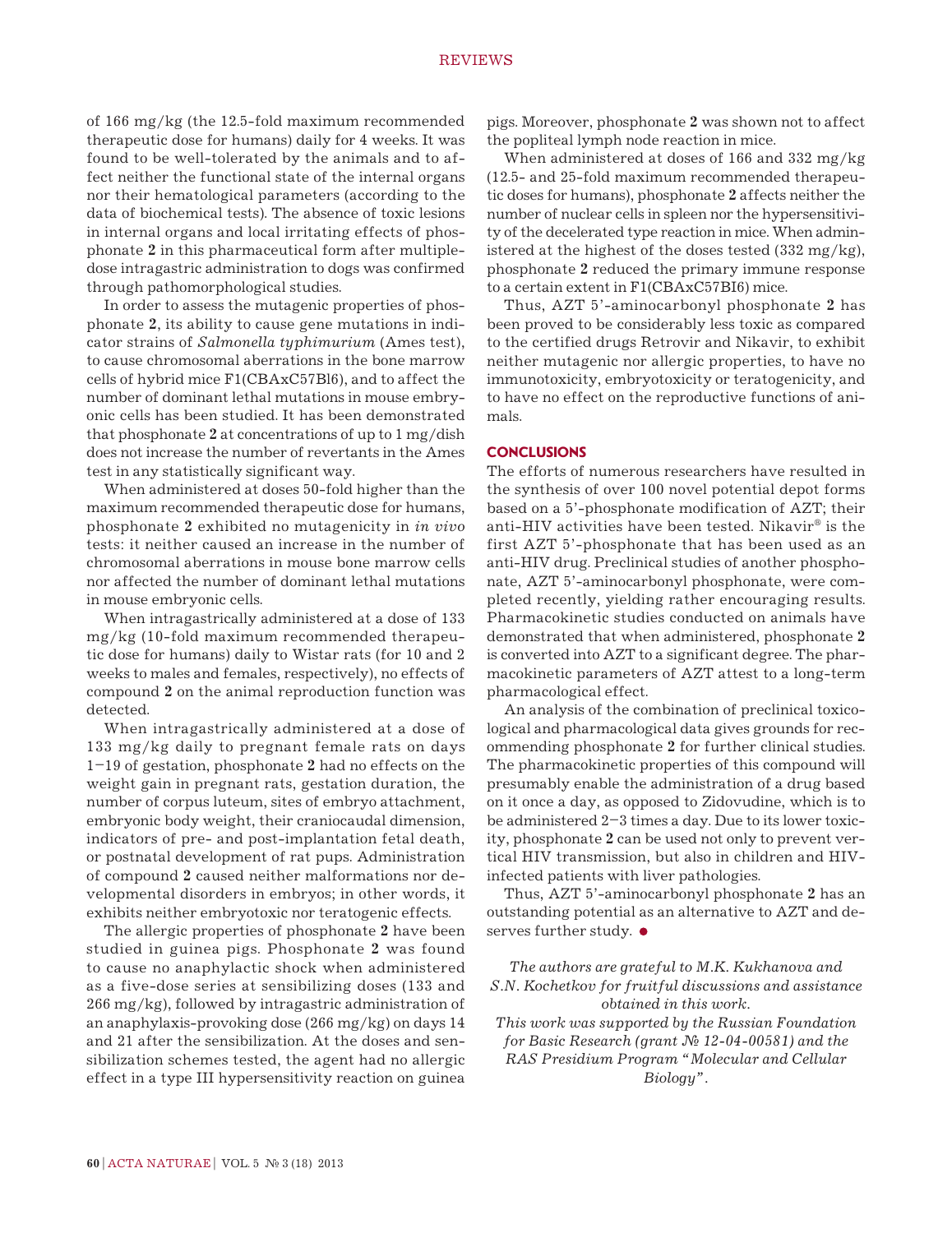of 166 mg/kg (the 12.5-fold maximum recommended therapeutic dose for humans) daily for 4 weeks. It was found to be well-tolerated by the animals and to affect neither the functional state of the internal organs nor their hematological parameters (according to the data of biochemical tests). The absence of toxic lesions in internal organs and local irritating effects of phosphonate **2** in this pharmaceutical form after multiple-dose intragastric administration to dogs was confirmed through pathomorphological studies.

In order to assess the mutagenic properties of phosphonate **2**, its ability to cause gene mutations in indicator strains of *Salmonella typhimurium* (Ames test), to cause chromosomal aberrations in the bone marrow cells of hybrid mice F1(CBAxC57Bl6), and to affect the number of dominant lethal mutations in mouse embryonic cells has been studied. It has been demonstrated that phosphonate **2** at concentrations of up to 1 mg/dish does not increase the number of revertants in the Ames test in any statistically significant way.

When administered at doses 50-fold higher than the maximum recommended therapeutic dose for humans, phosphonate **2** exhibited no mutagenicity in *in vivo* tests: it neither caused an increase in the number of chromosomal aberrations in mouse bone marrow cells nor affected the number of dominant lethal mutations in mouse embryonic cells.

When intragastrically administered at a dose of 133 mg/kg (10-fold maximum recommended therapeutic dose for humans) daily to Wistar rats (for 10 and 2 weeks to males and females, respectively), no effects of compound **2** on the animal reproduction function was detected.

When intragastrically administered at a dose of 133 mg/kg daily to pregnant female rats on days 1–19 of gestation, phosphonate **2** had no effects on the weight gain in pregnant rats, gestation duration, the number of corpus luteum, sites of embryo attachment, embryonic body weight, their craniocaudal dimension, indicators of pre- and post-implantation fetal death, or postnatal development of rat pups. Administration of compound **2** caused neither malformations nor developmental disorders in embryos; in other words, it exhibits neither embryotoxic nor teratogenic effects.

The allergic properties of phosphonate **2** have been studied in guinea pigs. Phosphonate **2** was found to cause no anaphylactic shock when administered as a five-dose series at sensibilizing doses (133 and 266 mg/kg), followed by intragastric administration of an anaphylaxis-provoking dose (266 mg/kg) on days 14 and 21 after the sensibilization. At the doses and sensibilization schemes tested, the agent had no allergic effect in a type III hypersensitivity reaction on guinea pigs. Moreover, phosphonate **2** was shown not to affect the popliteal lymph node reaction in mice.

When administered at doses of 166 and 332 mg/kg (12.5- and 25-fold maximum recommended therapeutic doses for humans), phosphonate **2** affects neither the number of nuclear cells in spleen nor the hypersensitivity of the decelerated type reaction in mice. When administered at the highest of the doses tested (332 mg/kg), phosphonate **2** reduced the primary immune response to a certain extent in F1(CBAxC57BI6) mice.

Thus, AZT 5'-aminocarbonyl phosphonate **2** has been proved to be considerably less toxic as compared to the certified drugs Retrovir and Nikavir, to exhibit neither mutagenic nor allergic properties, to have no immunotoxicity, embryotoxicity or teratogenicity, and to have no effect on the reproductive functions of animals.

## CONCLUSIONS

The efforts of numerous researchers have resulted in the synthesis of over 100 novel potential depot forms based on a 5'-phosphonate modification of AZT; their anti-HIV activities have been tested. Nikavir® is the first AZT 5'-phosphonate that has been used as an anti-HIV drug. Preclinical studies of another phosphonate, AZT 5'-aminocarbonyl phosphonate, were completed recently, yielding rather encouraging results. Pharmacokinetic studies conducted on animals have demonstrated that when administered, phosphonate **2** is converted into AZT to a significant degree. The pharmacokinetic parameters of AZT attest to a long-term pharmacological effect.

An analysis of the combination of preclinical toxicological and pharmacological data gives grounds for recommending phosphonate **2** for further clinical studies. The pharmacokinetic properties of this compound will presumably enable the administration of a drug based on it once a day, as opposed to Zidovudine, which is to be administered 2–3 times a day. Due to its lower toxicity, phosphonate **2** can be used not only to prevent vertical HIV transmission, but also in children and HIV-infected patients with liver pathologies.

Thus, AZT 5'-aminocarbonyl phosphonate **2** has an outstanding potential as an alternative to AZT and deserves further study. ●

*The authors are grateful to M.K. Kukhanova and S.N. Kochetkov for fruitful discussions and assistance obtained in this work.*

*This work was supported by the Russian Foundation for Basic Research (grant № 12-04-00581) and the RAS Presidium Program "Molecular and Cellular Biology".*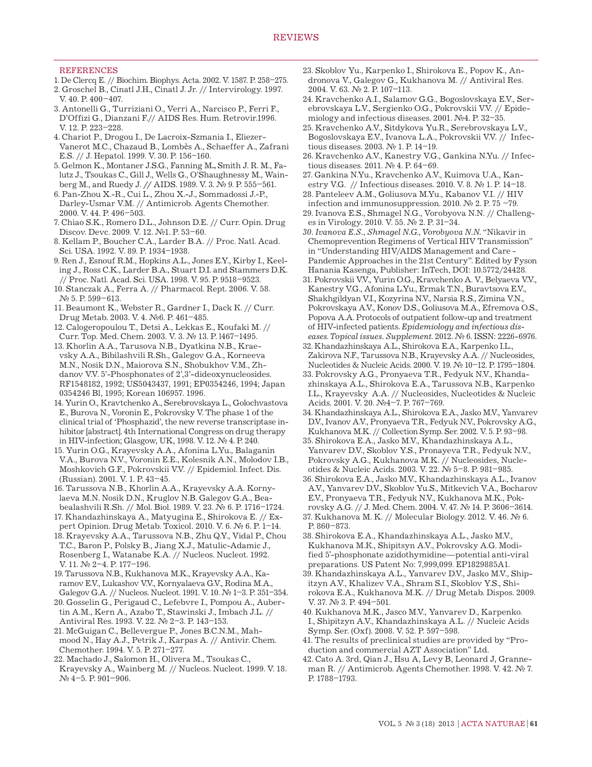## REFERENCES

1. De Clercq E. // Biochim. Biophys. Acta. 2002. V. 1587. P. 258–275.
2. Groschel B., Cinatl J.H., Cinatl J. Jr. // Intervirology. 1997. V. 40. P. 400–407.
3. Antonelli G., Turriziani O., Verri A., Narcisco P., Ferri F., D'Offizi G., Dianzani F.// AIDS Res. Hum. Retrovir.1996. V. 12. P. 223–228.
4. Chariot P., Drogou I., De Lacroix-Szmania I., Eliezer-Vanerot M.C., Chazaud B., Lombès A., Schaeffer A., Zafrani E.S. // J. Hepatol. 1999. V. 30. P. 156–160.
5. Gelmon K., Montaner J.S.G., Fanning M., Smith J. R. M., Falutz J., Tsoukas C., Gill J., Wells G., O'Shaughnessy M., Wainberg M., and Ruedy J. // AIDS. 1989. V. 3. № 9. P. 555–561.
6. Pan-Zhou X.-R., Cui L., Zhou X.-J., Sommadossi J.-P., Darley-Usmar V.M. // Antimicrob. Agents Chemother. 2000. V. 44. P. 496–503.
7. Chiao S.K., Romero D.L., Johnson D.E. // Curr. Opin. Drug Discov. Devc. 2009. V. 12. №1. P. 53–60.
8. Kellam P., Boucher C.A., Larder B.A. // Proc. Natl. Acad. Sci. USA. 1992. V. 89. P. 1934–1938.
9. Ren J., Esnouf R.M., Hopkins A.L., Jones E.Y., Kirby I., Keeling J., Ross C.K., Larder B.A., Stuart D.I. and Stammers D.K. // Proc. Natl. Acad. Sci. USA. 1998. V. 95. P. 9518–9523.
10. Stanczak A., Ferra A. // Pharmacol. Rept. 2006. V. 58. № 5. P. 599–613.
11. Beaumont K., Webster R., Gardner I., Dack K. // Curr. Drug Metab. 2003. V. 4. №6. P. 461–485.
12. Calogeropoulou T., Detsi A., Lekkas E., Koufaki M. // Curr. Top. Med. Chem. 2003. V. 3. № 13. P. 1467–1495.
13. Khorlin A.A., Tarusova N.B., Dyatkina N.B., Kraevsky A.A., Bibilashvili R.Sh., Galegov G.A., Korneeva M.N., Nosik D.N., Maiorova S.N., Shobukhov V.M., Zhdanov V.V. 5'-Phosphonates of 2',3'-dideoxynucleosides. RF1548182, 1992; US5043437, 1991; EP0354246, 1994; Japan 0354246 Bl, 1995; Korean 106957. 1996.
14. Yurin O., Kravtchenko A., Serebrovskaya L., Golochvastova E., Burova N., Voronin E., Pokrovsky V. The phase 1 of the clinical trial of 'Phosphazid', the new reverse transcriptase inhibitor [abstract]. 4th International Congress on drug therapy in HIV-infection; Glasgow, UK, 1998. V. 12. № 4. P. 240.
15. Yurin O.G., Krayevsky A.A., Afonina L.Yu., Balaganin V.A., Burova N.V., Voronin E.E., Kolesnik A.N., Molodov I.B., Moshkovich G.F., Pokrovskii V.V. // Epidemiol. Infect. Dis. (Russian). 2001. V. 1. P. 43–45.
16. Tarussova N.B., Khorlin A.A., Krayevsky A.A. Kornylaeva M.N. Nosik D.N., Kruglov N.B. Galegov G.A., Beabealashvili R.Sh. // Mol. Biol. 1989. V. 23. № 6. P. 1716–1724.
17. Khandazhinskaya A., Matyugina E., Shirokova E. // Expert Opinion. Drug Metab. Toxicol. 2010. V. 6. № 6. P. 1–14.
18. Krayevsky A.A., Tarussova N.B., Zhu Q.Y., Vidal P., Chou T.C., Baron P., Polsky B., Jiang X.J., Matulic-Adamic J., Rosenberg I., Watanabe K.A. // Nucleos. Nucleot. 1992. V. 11. № 2–4. P. 177–196.
19. Tarussova N.B., Kukhanova M.K., Krayevsky A.A., Karamov E.V., Lukashov V.V., Kornyalaeva G.V., Rodina M.A., Galegov G.A. // Nucleos. Nucleot. 1991. V. 10. № 1–3. P. 351–354.
20. Gosselin G., Perigaud C., Lefebvre I., Pompou A., Aubertin A.M., Kern A., Azabo T., Stawinski J., Imbach J.L. // Antiviral Res. 1993. V. 22. № 2–3. P. 143–153.
21. McGuigan C., Bellevergue P., Jones B.C.N.M., Mahmood N., Hay A.J., Petrik J., Karpas A. // Antivir. Chem. Chemother. 1994. V. 5. P. 271–277.
22. Machado J., Salomon H., Olivera M., Tsoukas C., Krayevsky A., Wainberg M. // Nucleos. Nucleot. 1999. V. 18. № 4–5. P. 901–906.
23. Skoblov Yu., Karpenko I., Shirokova E., Popov K., Andronova V., Galegov G., Kukhanova M. // Antiviral Res. 2004. V. 63. № 2. P. 107–113.
24. Kravchenko A.I., Salamov G.G., Bogoslovskaya E.V., Serebrovskaya L.V., Sergienko O.G., Pokrovskii V.V. // Epidemiology and infectious diseases. 2001. №4. P. 32–35.
25. Kravchenko A.V., Sitdykova Yu.R., Serebrovskaya L.V., Bogoslovskaya E.V., Ivanova L.A., Pokrovskii V.V. // Infectious diseases. 2003. № 1. P. 14–19.
26. Kravchenko A.V., Kanestry V.G., Gankina N.Yu. // Infectious diseases. 2011. № 4. P. 64–69.
27. Gankina N.Yu., Kravchenko A.V., Kuimova U.A., Kanestry V.G. // Infectious diseases. 2010. V. 8. № 1. P. 14–18.
28. Panteleev A.M., Goliusova M.Yu., Kabanov V.I. // HIV infection and immunosuppression. 2010. № 2. P. 75 –79.
29. Ivanova E.S., Shmagel N.G., Vorobyova N.N. // Challenges in Virology. 2010. V. 55. № 2. P. 31–34.
30. *Ivanova E.S., Shmagel N.G., Vorobyova N.N.* "Nikavir in Chemoprevention Regimens of Vertical HIV Transmission" in "Understanding HIV/AIDS Management and Care - Pandemic Approaches in the 21st Century". Edited by Fyson Hanania Kasenga, Publisher: InTech, DOI: 10.5772/24428.
31. Pokrovskii V.V., Yurin O.G., Kravchenko A. V., Belyaeva V.V., Kanestry V.G., Afonina L.Yu., Ermak T.N., Buravtsova E.V., Shakhgildyan V.I., Kozyrina N.V., Narsia R.S., Zimina V.N., Pokrovskaya A.V., Konov D.S., Goliusova M.A., Efremova O.S., Popova A.A. Protocols of outpatient follow-up and treatment of HIV-infected patients. *Epidemiology and infectious diseases. Topical issues. Supplement.* 2012. № 6. ISSN: 2226-6976.
32. Khandazhinskaya A.L., Shirokova E.A., Karpenko I.L., Zakirova N.F., Tarussova N.B., Krayevsky A.A. // Nucleosides, Nucleotides & Nucleic Acids. 2000. V. 19. № 10–12. P. 1795–1804.
33. Pokrovsky A.G., Pronyaeva T.R., Fedyuk N.V., Khandazhinskaya A.L., Shirokova E.A., Tarussova N.B., Karpenko I.L., Krayevsky A.A. // Nucleosides, Nucleotides & Nucleic Acids. 2001. V. 20. №4–7. P. 767–769.
34. Khandazhinskaya A.L., Shirokova E.A., Jasko M.V., Yanvarev D.V., Ivanov A.V., Pronyaeva T.R., Fedyuk N.V., Pokrovsky A.G., Kukhanova M.K. // Collection Symp. Ser. 2002. V. 5. P. 93–98.
35. Shirokova E.A., Jasko M.V., Khandazhinskaya A.L., Yanvarev D.V., Skoblov Y.S., Pronayeva T.R., Fedyuk N.V., Pokrovsky A.G., Kukhanova M.K. // Nucleosides, Nucleotides & Nucleic Acids. 2003. V. 22. № 5–8. P. 981–985.
36. Shirokova E.A., Jasko M.V., Khandazhinskaya A.L., Ivanov A.V., Yanvarev D.V., Skoblov Yu.S., Mitkevich V.A., Bocharov E.V., Pronyaeva T.R., Fedyuk N.V., Kukhanova M.K., Pokrovsky A.G. // J. Med. Chem. 2004. V. 47. № 14. P. 3606–3614.
37. Kukhanova M. K. // Molecular Biology. 2012. V. 46. № 6. P. 860–873.
38. Shirokova E.A., Khandazhinskaya A.L., Jasko M.V., Kukhanova M.K., Shipitsyn A.V., Pokrovsky A.G. Modified 5'-phosphonate azidothymidine—potential anti-viral preparations. US Patent No: 7,999,099. EP1829885A1.
39. Khandazhinskaya A.L., Yanvarev D.V., Jasko M.V., Shipitzyn A.V., Khalizev V.A., Shram S.I., Skoblov Y.S., Shirokova E.A., Kukhanova M.K. // Drug Metab. Dispos. 2009. V. 37. № 3. P. 494–501.
40. Kukhanova M.K., Jasco M.V., Yanvarev D., Karpenko. I., Shipitzyn A.V., Khandazhinskaya A.L. // Nucleic Acids Symp. Ser. (Oxf). 2008. V. 52. P. 597–598.
41. The results of preclinical studies are provided by "Production and commercial AZT Association" Ltd.
42. Cato A. 3rd, Qian J., Hsu A, Levy B, Leonard J, Granneman R. // Antimicrob. Agents Chemother. 1998. V. 42. № 7. P. 1788–1793.